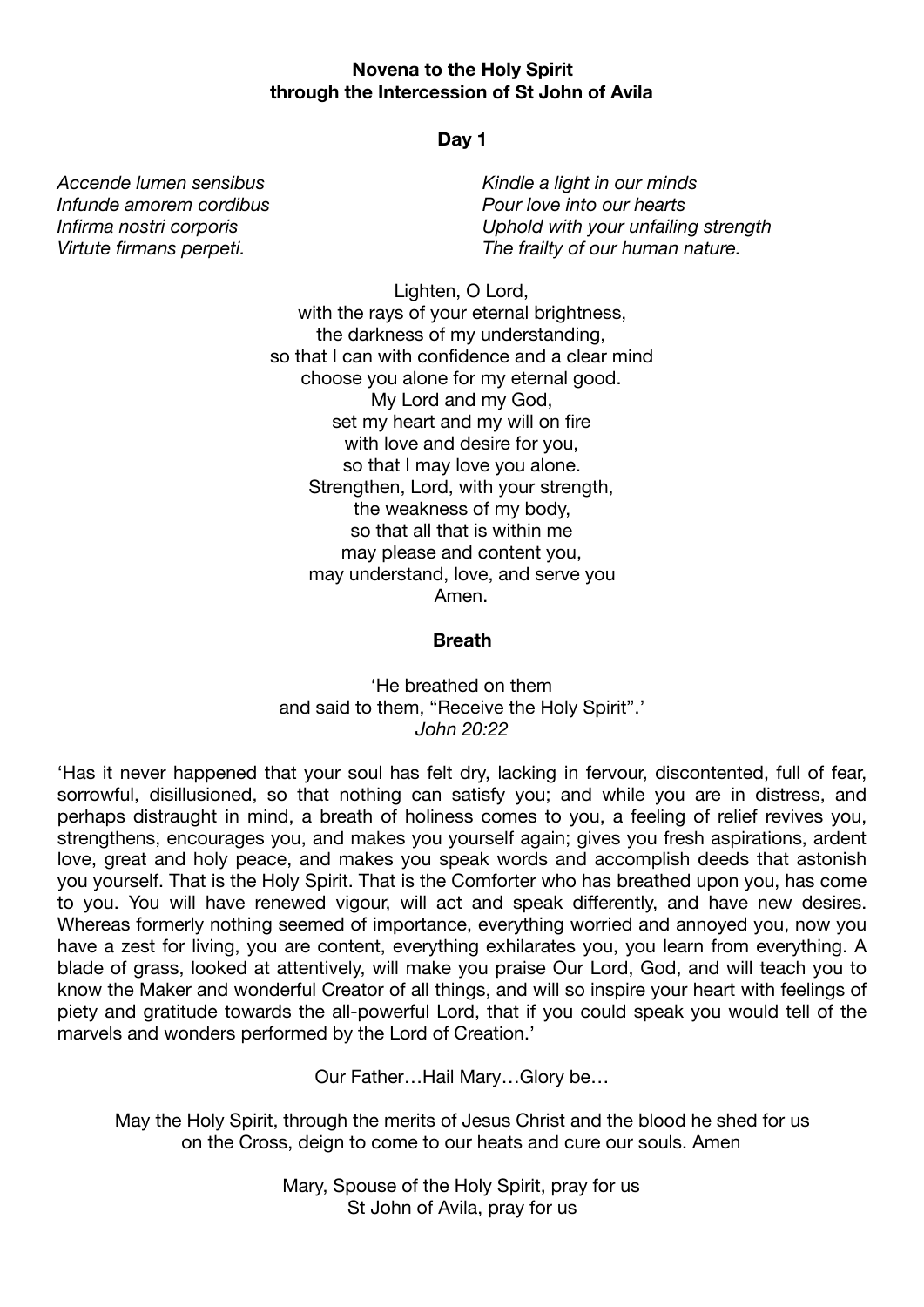**Novena to the Holy Spirit**
**through the Intercession of St John of Avila**

**Day 1**

| | |
|---|---|
| *Accende lumen sensibus* | *Kindle a light in our minds* |
| *Infunde amorem cordibus* | *Pour love into our hearts* |
| *Infirma nostri corporis* | *Uphold with your unfailing strength* |
| *Virtute firmans perpeti.* | *The frailty of our human nature.* |

Lighten, O Lord,
with the rays of your eternal brightness,
the darkness of my understanding,
so that I can with confidence and a clear mind
choose you alone for my eternal good.
My Lord and my God,
set my heart and my will on fire
with love and desire for you,
so that I may love you alone.
Strengthen, Lord, with your strength,
the weakness of my body,
so that all that is within me
may please and content you,
may understand, love, and serve you
Amen.

**Breath**

'He breathed on them
and said to them, "Receive the Holy Spirit".'
*John 20:22*

'Has it never happened that your soul has felt dry, lacking in fervour, discontented, full of fear, sorrowful, disillusioned, so that nothing can satisfy you; and while you are in distress, and perhaps distraught in mind, a breath of holiness comes to you, a feeling of relief revives you, strengthens, encourages you, and makes you yourself again; gives you fresh aspirations, ardent love, great and holy peace, and makes you speak words and accomplish deeds that astonish you yourself. That is the Holy Spirit. That is the Comforter who has breathed upon you, has come to you. You will have renewed vigour, will act and speak differently, and have new desires. Whereas formerly nothing seemed of importance, everything worried and annoyed you, now you have a zest for living, you are content, everything exhilarates you, you learn from everything. A blade of grass, looked at attentively, will make you praise Our Lord, God, and will teach you to know the Maker and wonderful Creator of all things, and will so inspire your heart with feelings of piety and gratitude towards the all-powerful Lord, that if you could speak you would tell of the marvels and wonders performed by the Lord of Creation.'

Our Father…Hail Mary…Glory be…

May the Holy Spirit, through the merits of Jesus Christ and the blood he shed for us on the Cross, deign to come to our heats and cure our souls. Amen

Mary, Spouse of the Holy Spirit, pray for us
St John of Avila, pray for us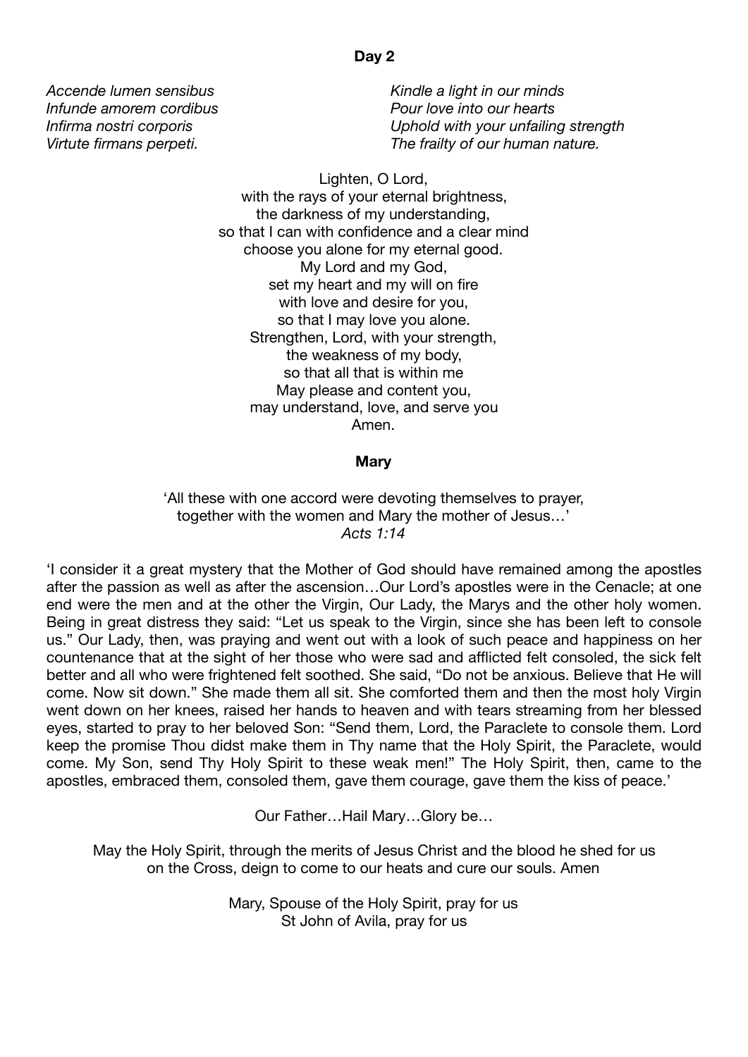**Day 2**

*Accende lumen sensibus*
*Infunde amorem cordibus*
*Infirma nostri corporis*
*Virtute firmans perpeti.*

*Kindle a light in our minds*
*Pour love into our hearts*
*Uphold with your unfailing strength*
*The frailty of our human nature.*

Lighten, O Lord,
with the rays of your eternal brightness,
the darkness of my understanding,
so that I can with confidence and a clear mind
choose you alone for my eternal good.
My Lord and my God,
set my heart and my will on fire
with love and desire for you,
so that I may love you alone.
Strengthen, Lord, with your strength,
the weakness of my body,
so that all that is within me
May please and content you,
may understand, love, and serve you
Amen.

**Mary**

'All these with one accord were devoting themselves to prayer,
together with the women and Mary the mother of Jesus…'
*Acts 1:14*

'I consider it a great mystery that the Mother of God should have remained among the apostles after the passion as well as after the ascension…Our Lord's apostles were in the Cenacle; at one end were the men and at the other the Virgin, Our Lady, the Marys and the other holy women. Being in great distress they said: "Let us speak to the Virgin, since she has been left to console us." Our Lady, then, was praying and went out with a look of such peace and happiness on her countenance that at the sight of her those who were sad and afflicted felt consoled, the sick felt better and all who were frightened felt soothed. She said, "Do not be anxious. Believe that He will come. Now sit down." She made them all sit. She comforted them and then the most holy Virgin went down on her knees, raised her hands to heaven and with tears streaming from her blessed eyes, started to pray to her beloved Son: "Send them, Lord, the Paraclete to console them. Lord keep the promise Thou didst make them in Thy name that the Holy Spirit, the Paraclete, would come. My Son, send Thy Holy Spirit to these weak men!" The Holy Spirit, then, came to the apostles, embraced them, consoled them, gave them courage, gave them the kiss of peace.'

Our Father…Hail Mary…Glory be…

May the Holy Spirit, through the merits of Jesus Christ and the blood he shed for us on the Cross, deign to come to our heats and cure our souls. Amen

Mary, Spouse of the Holy Spirit, pray for us
St John of Avila, pray for us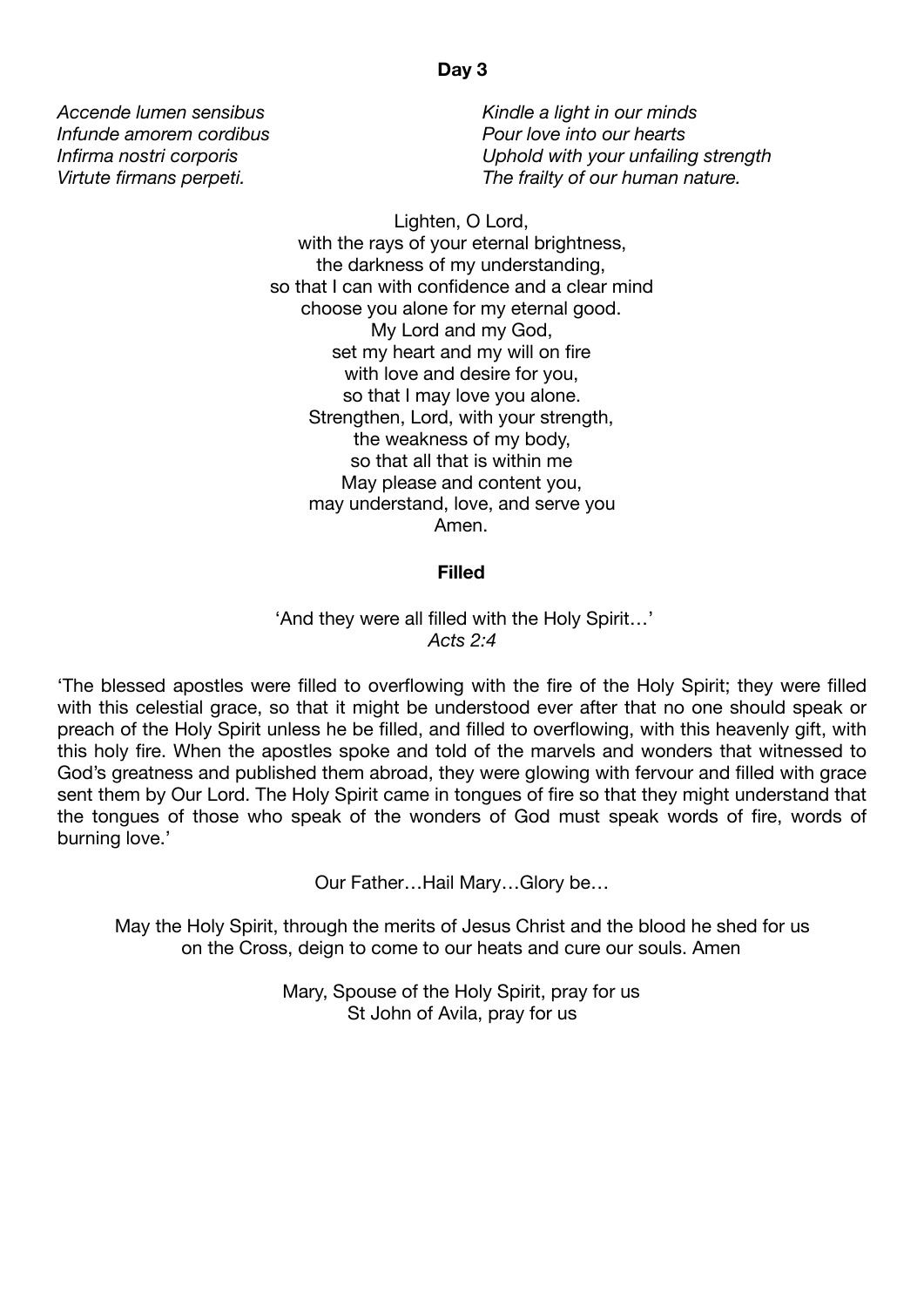## Day 3

*Accende lumen sensibus*
*Infunde amorem cordibus*
*Infirma nostri corporis*
*Virtute firmans perpeti.*

*Kindle a light in our minds*
*Pour love into our hearts*
*Uphold with your unfailing strength*
*The frailty of our human nature.*

Lighten, O Lord,
with the rays of your eternal brightness,
the darkness of my understanding,
so that I can with confidence and a clear mind
choose you alone for my eternal good.
My Lord and my God,
set my heart and my will on fire
with love and desire for you,
so that I may love you alone.
Strengthen, Lord, with your strength,
the weakness of my body,
so that all that is within me
May please and content you,
may understand, love, and serve you
Amen.

### Filled

'And they were all filled with the Holy Spirit…'
*Acts 2:4*

'The blessed apostles were filled to overflowing with the fire of the Holy Spirit; they were filled with this celestial grace, so that it might be understood ever after that no one should speak or preach of the Holy Spirit unless he be filled, and filled to overflowing, with this heavenly gift, with this holy fire. When the apostles spoke and told of the marvels and wonders that witnessed to God's greatness and published them abroad, they were glowing with fervour and filled with grace sent them by Our Lord. The Holy Spirit came in tongues of fire so that they might understand that the tongues of those who speak of the wonders of God must speak words of fire, words of burning love.'

Our Father…Hail Mary…Glory be…

May the Holy Spirit, through the merits of Jesus Christ and the blood he shed for us on the Cross, deign to come to our heats and cure our souls. Amen

Mary, Spouse of the Holy Spirit, pray for us
St John of Avila, pray for us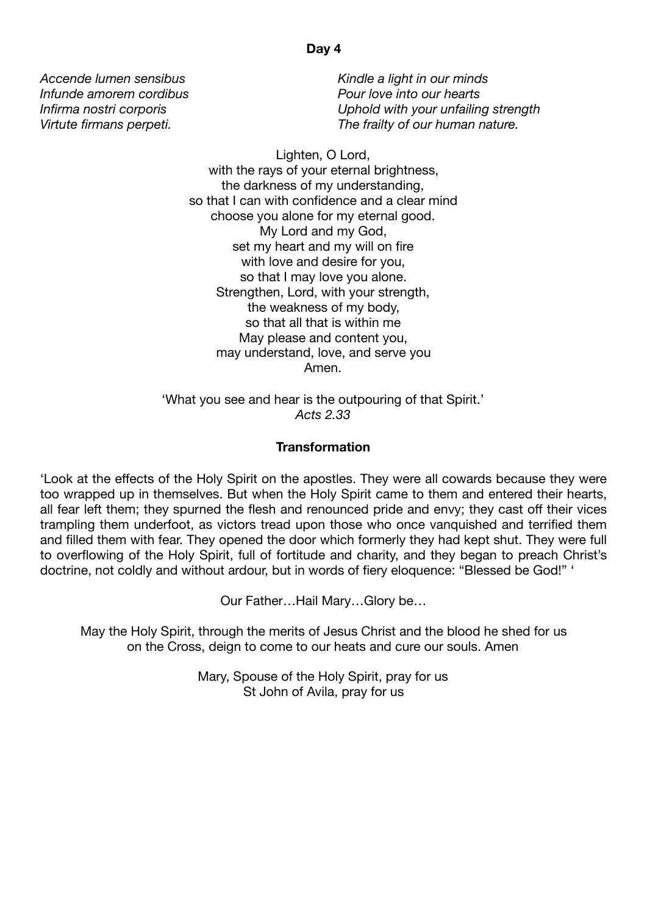**Day 4**

*Accende lumen sensibus*
*Infunde amorem cordibus*
*Infirma nostri corporis*
*Virtute firmans perpeti.*

*Kindle a light in our minds*
*Pour love into our hearts*
*Uphold with your unfailing strength*
*The frailty of our human nature.*

Lighten, O Lord,
with the rays of your eternal brightness,
the darkness of my understanding,
so that I can with confidence and a clear mind
choose you alone for my eternal good.
My Lord and my God,
set my heart and my will on fire
with love and desire for you,
so that I may love you alone.
Strengthen, Lord, with your strength,
the weakness of my body,
so that all that is within me
May please and content you,
may understand, love, and serve you
Amen.

'What you see and hear is the outpouring of that Spirit.'
*Acts 2.33*

**Transformation**

'Look at the effects of the Holy Spirit on the apostles. They were all cowards because they were too wrapped up in themselves. But when the Holy Spirit came to them and entered their hearts, all fear left them; they spurned the flesh and renounced pride and envy; they cast off their vices trampling them underfoot, as victors tread upon those who once vanquished and terrified them and filled them with fear. They opened the door which formerly they had kept shut. They were full to overflowing of the Holy Spirit, full of fortitude and charity, and they began to preach Christ's doctrine, not coldly and without ardour, but in words of fiery eloquence: "Blessed be God!" '

Our Father…Hail Mary…Glory be…

May the Holy Spirit, through the merits of Jesus Christ and the blood he shed for us on the Cross, deign to come to our heats and cure our souls. Amen

Mary, Spouse of the Holy Spirit, pray for us
St John of Avila, pray for us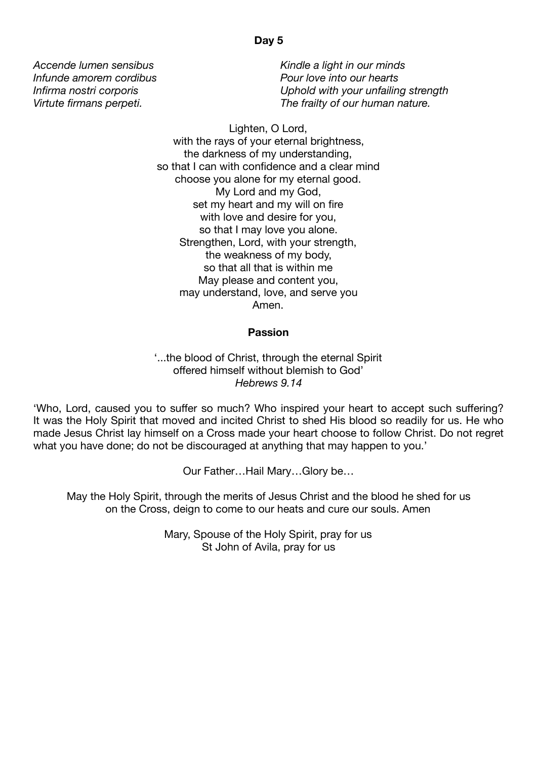**Day 5**

*Accende lumen sensibus*
*Infunde amorem cordibus*
*Infirma nostri corporis*
*Virtute firmans perpeti.*

*Kindle a light in our minds*
*Pour love into our hearts*
*Uphold with your unfailing strength*
*The frailty of our human nature.*

Lighten, O Lord,
with the rays of your eternal brightness,
the darkness of my understanding,
so that I can with confidence and a clear mind
choose you alone for my eternal good.
My Lord and my God,
set my heart and my will on fire
with love and desire for you,
so that I may love you alone.
Strengthen, Lord, with your strength,
the weakness of my body,
so that all that is within me
May please and content you,
may understand, love, and serve you
Amen.

**Passion**

'...the blood of Christ, through the eternal Spirit
offered himself without blemish to God'
*Hebrews 9.14*

'Who, Lord, caused you to suffer so much? Who inspired your heart to accept such suffering? It was the Holy Spirit that moved and incited Christ to shed His blood so readily for us. He who made Jesus Christ lay himself on a Cross made your heart choose to follow Christ. Do not regret what you have done; do not be discouraged at anything that may happen to you.'

Our Father…Hail Mary…Glory be…

May the Holy Spirit, through the merits of Jesus Christ and the blood he shed for us on the Cross, deign to come to our heats and cure our souls. Amen

Mary, Spouse of the Holy Spirit, pray for us
St John of Avila, pray for us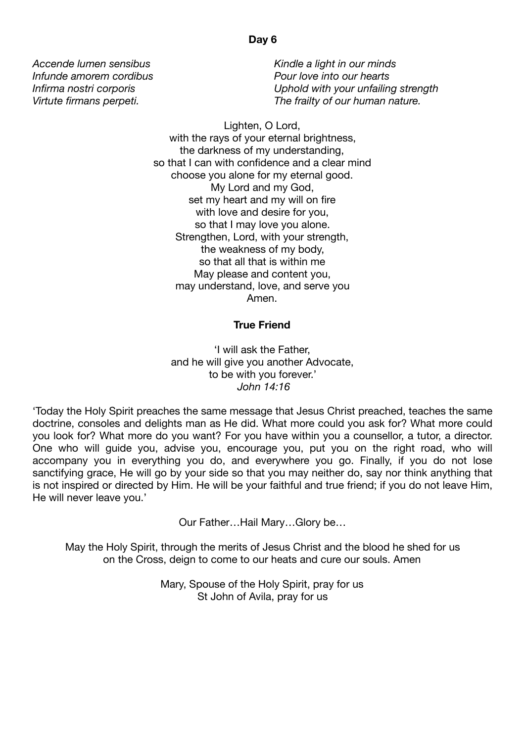**Day 6**

*Accende lumen sensibus*
*Infunde amorem cordibus*
*Infirma nostri corporis*
*Virtute firmans perpeti.*

*Kindle a light in our minds*
*Pour love into our hearts*
*Uphold with your unfailing strength*
*The frailty of our human nature.*

Lighten, O Lord,
with the rays of your eternal brightness,
the darkness of my understanding,
so that I can with confidence and a clear mind
choose you alone for my eternal good.
My Lord and my God,
set my heart and my will on fire
with love and desire for you,
so that I may love you alone.
Strengthen, Lord, with your strength,
the weakness of my body,
so that all that is within me
May please and content you,
may understand, love, and serve you
Amen.

**True Friend**

'I will ask the Father,
and he will give you another Advocate,
to be with you forever.'
*John 14:16*

'Today the Holy Spirit preaches the same message that Jesus Christ preached, teaches the same doctrine, consoles and delights man as He did. What more could you ask for? What more could you look for? What more do you want? For you have within you a counsellor, a tutor, a director. One who will guide you, advise you, encourage you, put you on the right road, who will accompany you in everything you do, and everywhere you go. Finally, if you do not lose sanctifying grace, He will go by your side so that you may neither do, say nor think anything that is not inspired or directed by Him. He will be your faithful and true friend; if you do not leave Him, He will never leave you.'

Our Father…Hail Mary…Glory be…

May the Holy Spirit, through the merits of Jesus Christ and the blood he shed for us on the Cross, deign to come to our heats and cure our souls. Amen

Mary, Spouse of the Holy Spirit, pray for us
St John of Avila, pray for us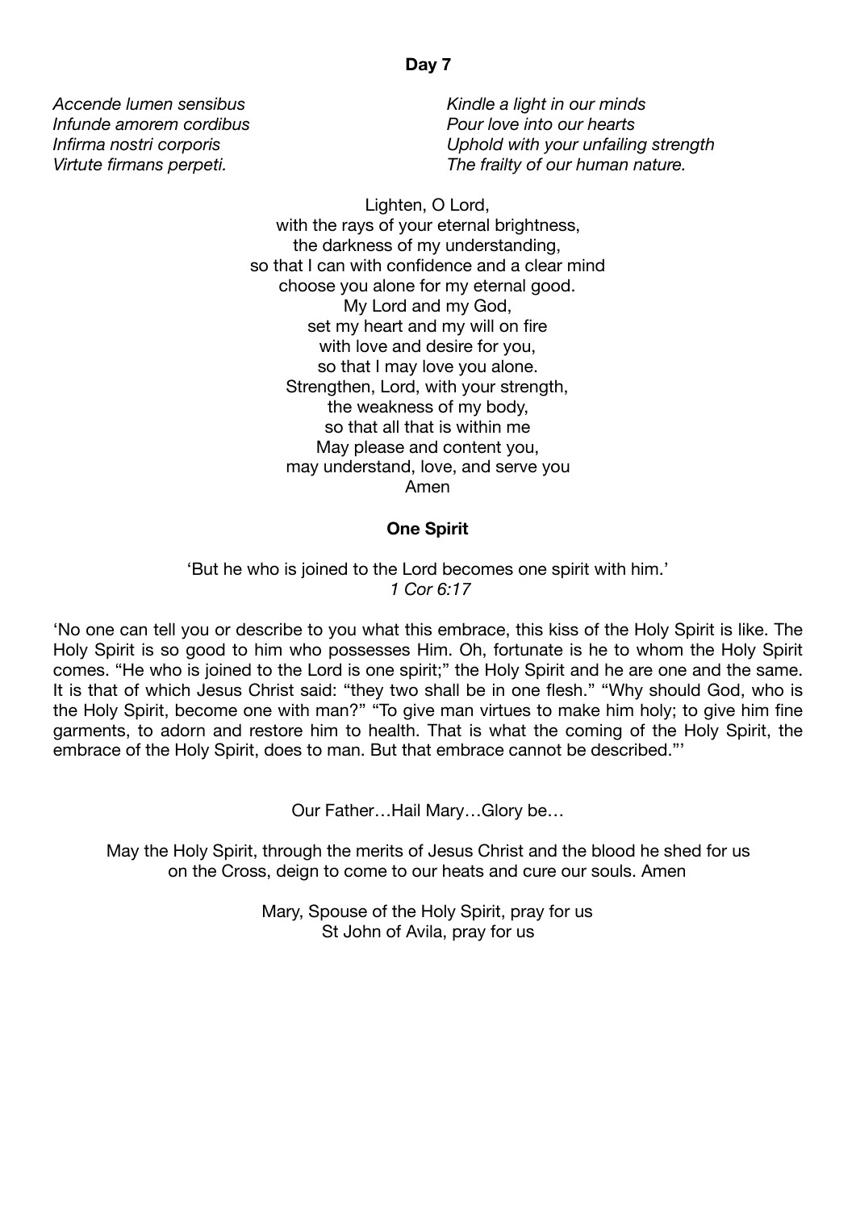**Day 7**

*Accende lumen sensibus*
*Infunde amorem cordibus*
*Infirma nostri corporis*
*Virtute firmans perpeti.*

*Kindle a light in our minds*
*Pour love into our hearts*
*Uphold with your unfailing strength*
*The frailty of our human nature.*

Lighten, O Lord,
with the rays of your eternal brightness,
the darkness of my understanding,
so that I can with confidence and a clear mind
choose you alone for my eternal good.
My Lord and my God,
set my heart and my will on fire
with love and desire for you,
so that I may love you alone.
Strengthen, Lord, with your strength,
the weakness of my body,
so that all that is within me
May please and content you,
may understand, love, and serve you
Amen

**One Spirit**

'But he who is joined to the Lord becomes one spirit with him.'
*1 Cor 6:17*

'No one can tell you or describe to you what this embrace, this kiss of the Holy Spirit is like. The Holy Spirit is so good to him who possesses Him. Oh, fortunate is he to whom the Holy Spirit comes. "He who is joined to the Lord is one spirit;" the Holy Spirit and he are one and the same. It is that of which Jesus Christ said: "they two shall be in one flesh." "Why should God, who is the Holy Spirit, become one with man?" "To give man virtues to make him holy; to give him fine garments, to adorn and restore him to health. That is what the coming of the Holy Spirit, the embrace of the Holy Spirit, does to man. But that embrace cannot be described."'

Our Father…Hail Mary…Glory be…

May the Holy Spirit, through the merits of Jesus Christ and the blood he shed for us on the Cross, deign to come to our heats and cure our souls. Amen

Mary, Spouse of the Holy Spirit, pray for us
St John of Avila, pray for us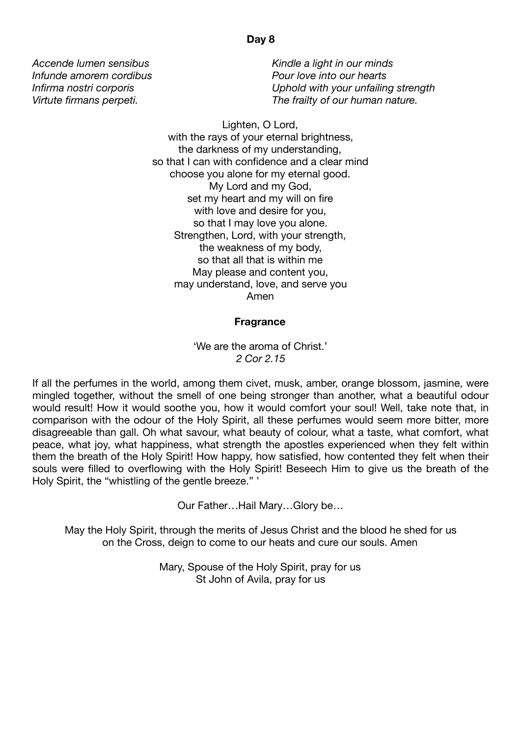**Day 8**

| | |
|---|---|
| *Accende lumen sensibus* | *Kindle a light in our minds* |
| *Infunde amorem cordibus* | *Pour love into our hearts* |
| *Infirma nostri corporis* | *Uphold with your unfailing strength* |
| *Virtute firmans perpeti.* | *The frailty of our human nature.* |

Lighten, O Lord,
with the rays of your eternal brightness,
the darkness of my understanding,
so that I can with confidence and a clear mind
choose you alone for my eternal good.
My Lord and my God,
set my heart and my will on fire
with love and desire for you,
so that I may love you alone.
Strengthen, Lord, with your strength,
the weakness of my body,
so that all that is within me
May please and content you,
may understand, love, and serve you
Amen

**Fragrance**

'We are the aroma of Christ.'
*2 Cor 2.15*

If all the perfumes in the world, among them civet, musk, amber, orange blossom, jasmine, were mingled together, without the smell of one being stronger than another, what a beautiful odour would result! How it would soothe you, how it would comfort your soul! Well, take note that, in comparison with the odour of the Holy Spirit, all these perfumes would seem more bitter, more disagreeable than gall. Oh what savour, what beauty of colour, what a taste, what comfort, what peace, what joy, what happiness, what strength the apostles experienced when they felt within them the breath of the Holy Spirit! How happy, how satisfied, how contented they felt when their souls were filled to overflowing with the Holy Spirit! Beseech Him to give us the breath of the Holy Spirit, the "whistling of the gentle breeze." '

Our Father…Hail Mary…Glory be…

May the Holy Spirit, through the merits of Jesus Christ and the blood he shed for us on the Cross, deign to come to our heats and cure our souls. Amen

Mary, Spouse of the Holy Spirit, pray for us
St John of Avila, pray for us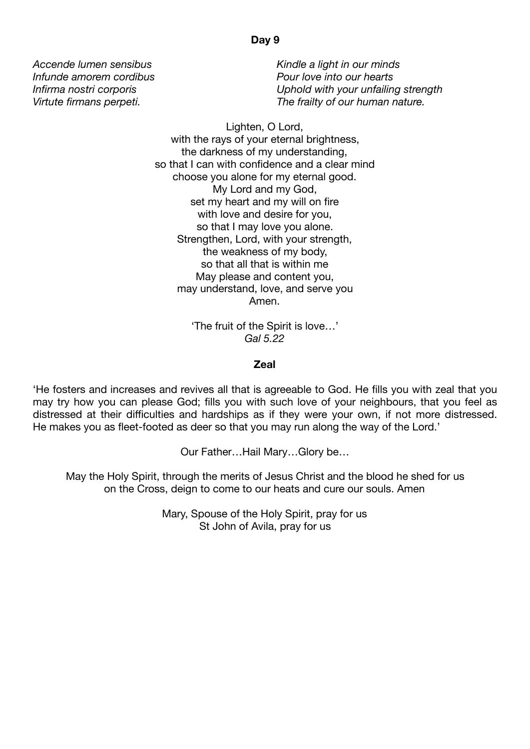**Day 9**

*Accende lumen sensibus*
*Infunde amorem cordibus*
*Infirma nostri corporis*
*Virtute firmans perpeti.*

*Kindle a light in our minds*
*Pour love into our hearts*
*Uphold with your unfailing strength*
*The frailty of our human nature.*

Lighten, O Lord,
with the rays of your eternal brightness,
the darkness of my understanding,
so that I can with confidence and a clear mind
choose you alone for my eternal good.
My Lord and my God,
set my heart and my will on fire
with love and desire for you,
so that I may love you alone.
Strengthen, Lord, with your strength,
the weakness of my body,
so that all that is within me
May please and content you,
may understand, love, and serve you
Amen.

'The fruit of the Spirit is love…'
*Gal 5.22*

**Zeal**

'He fosters and increases and revives all that is agreeable to God. He fills you with zeal that you may try how you can please God; fills you with such love of your neighbours, that you feel as distressed at their difficulties and hardships as if they were your own, if not more distressed. He makes you as fleet-footed as deer so that you may run along the way of the Lord.'

Our Father…Hail Mary…Glory be…

May the Holy Spirit, through the merits of Jesus Christ and the blood he shed for us on the Cross, deign to come to our heats and cure our souls. Amen

Mary, Spouse of the Holy Spirit, pray for us
St John of Avila, pray for us